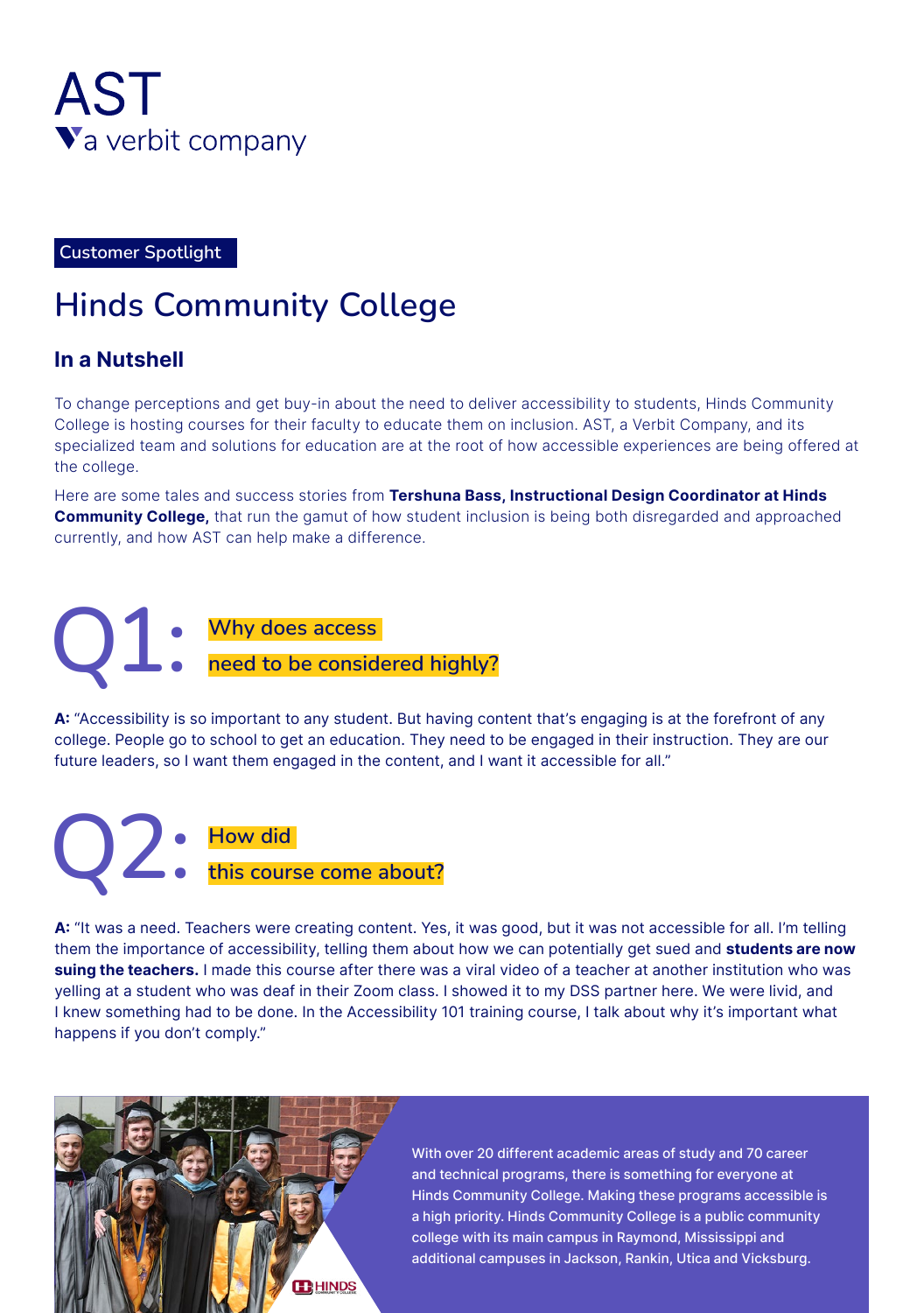AST
a verbit company

Customer Spotlight

# Hinds Community College

## In a Nutshell

To change perceptions and get buy-in about the need to deliver accessibility to students, Hinds Community College is hosting courses for their faculty to educate them on inclusion. AST, a Verbit Company, and its specialized team and solutions for education are at the root of how accessible experiences are being offered at the college.

Here are some tales and success stories from **Tershuna Bass, Instructional Design Coordinator at Hinds Community College,** that run the gamut of how student inclusion is being both disregarded and approached currently, and how AST can help make a difference.

## Q1: Why does access need to be considered highly?

**A:** "Accessibility is so important to any student. But having content that's engaging is at the forefront of any college. People go to school to get an education. They need to be engaged in their instruction. They are our future leaders, so I want them engaged in the content, and I want it accessible for all."

## Q2: How did this course come about?

**A:** "It was a need. Teachers were creating content. Yes, it was good, but it was not accessible for all. I'm telling them the importance of accessibility, telling them about how we can potentially get sued and **students are now suing the teachers.** I made this course after there was a viral video of a teacher at another institution who was yelling at a student who was deaf in their Zoom class. I showed it to my DSS partner here. We were livid, and I knew something had to be done. In the Accessibility 101 training course, I talk about why it's important what happens if you don't comply."

With over 20 different academic areas of study and 70 career and technical programs, there is something for everyone at Hinds Community College. Making these programs accessible is a high priority. Hinds Community College is a public community college with its main campus in Raymond, Mississippi and additional campuses in Jackson, Rankin, Utica and Vicksburg.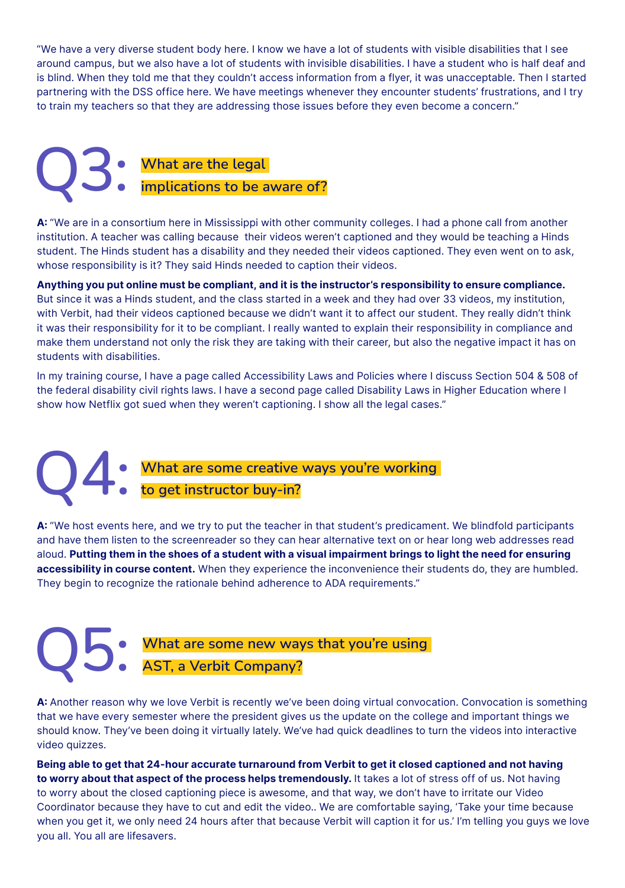"We have a very diverse student body here. I know we have a lot of students with visible disabilities that I see around campus, but we also have a lot of students with invisible disabilities. I have a student who is half deaf and is blind. When they told me that they couldn't access information from a flyer, it was unacceptable. Then I started partnering with the DSS office here. We have meetings whenever they encounter students' frustrations, and I try to train my teachers so that they are addressing those issues before they even become a concern."

## Q3: What are the legal implications to be aware of?

**A:** "We are in a consortium here in Mississippi with other community colleges. I had a phone call from another institution. A teacher was calling because their videos weren't captioned and they would be teaching a Hinds student. The Hinds student has a disability and they needed their videos captioned. They even went on to ask, whose responsibility is it? They said Hinds needed to caption their videos.

**Anything you put online must be compliant, and it is the instructor's responsibility to ensure compliance.** But since it was a Hinds student, and the class started in a week and they had over 33 videos, my institution, with Verbit, had their videos captioned because we didn't want it to affect our student. They really didn't think it was their responsibility for it to be compliant. I really wanted to explain their responsibility in compliance and make them understand not only the risk they are taking with their career, but also the negative impact it has on students with disabilities.

In my training course, I have a page called Accessibility Laws and Policies where I discuss Section 504 & 508 of the federal disability civil rights laws. I have a second page called Disability Laws in Higher Education where I show how Netflix got sued when they weren't captioning. I show all the legal cases."

## Q4: What are some creative ways you're working to get instructor buy-in?

**A:** "We host events here, and we try to put the teacher in that student's predicament. We blindfold participants and have them listen to the screenreader so they can hear alternative text on or hear long web addresses read aloud. **Putting them in the shoes of a student with a visual impairment brings to light the need for ensuring accessibility in course content.** When they experience the inconvenience their students do, they are humbled. They begin to recognize the rationale behind adherence to ADA requirements."

## Q5: What are some new ways that you're using AST, a Verbit Company?

**A:** Another reason why we love Verbit is recently we've been doing virtual convocation. Convocation is something that we have every semester where the president gives us the update on the college and important things we should know. They've been doing it virtually lately. We've had quick deadlines to turn the videos into interactive video quizzes.

**Being able to get that 24-hour accurate turnaround from Verbit to get it closed captioned and not having to worry about that aspect of the process helps tremendously.** It takes a lot of stress off of us. Not having to worry about the closed captioning piece is awesome, and that way, we don't have to irritate our Video Coordinator because they have to cut and edit the video.. We are comfortable saying, 'Take your time because when you get it, we only need 24 hours after that because Verbit will caption it for us.' I'm telling you guys we love you all. You all are lifesavers.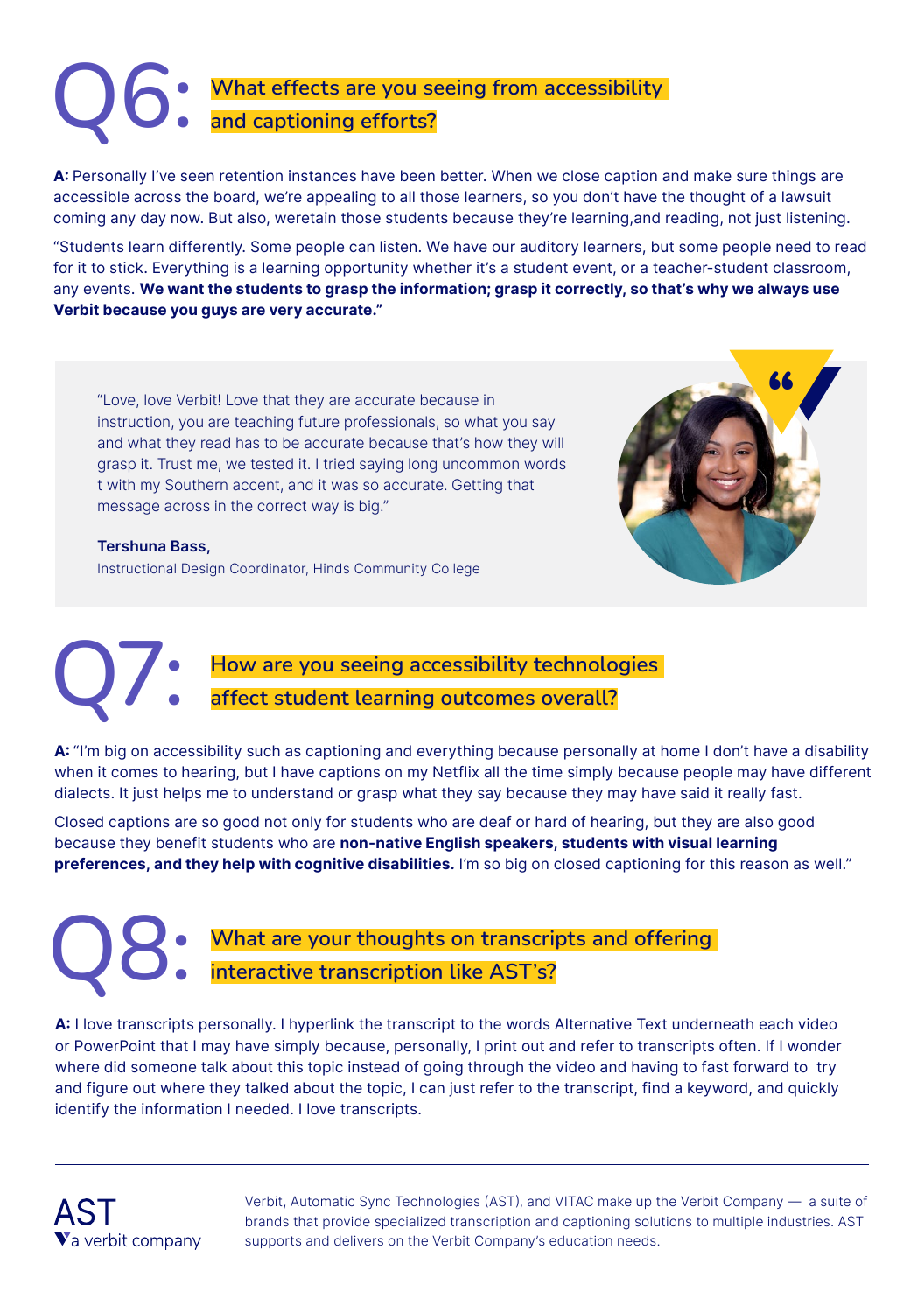## Q6: What effects are you seeing from accessibility and captioning efforts?

**A:** Personally I've seen retention instances have been better. When we close caption and make sure things are accessible across the board, we're appealing to all those learners, so you don't have the thought of a lawsuit coming any day now. But also, weretain those students because they're learning,and reading, not just listening.

"Students learn differently. Some people can listen. We have our auditory learners, but some people need to read for it to stick. Everything is a learning opportunity whether it's a student event, or a teacher-student classroom, any events. **We want the students to grasp the information; grasp it correctly, so that's why we always use Verbit because you guys are very accurate."**

> "Love, love Verbit! Love that they are accurate because in instruction, you are teaching future professionals, so what you say and what they read has to be accurate because that's how they will grasp it. Trust me, we tested it. I tried saying long uncommon words t with my Southern accent, and it was so accurate. Getting that message across in the correct way is big."
>
> **Tershuna Bass,**
> Instructional Design Coordinator, Hinds Community College

## Q7: How are you seeing accessibility technologies affect student learning outcomes overall?

**A:** "I'm big on accessibility such as captioning and everything because personally at home I don't have a disability when it comes to hearing, but I have captions on my Netflix all the time simply because people may have different dialects. It just helps me to understand or grasp what they say because they may have said it really fast.

Closed captions are so good not only for students who are deaf or hard of hearing, but they are also good because they benefit students who are **non-native English speakers, students with visual learning preferences, and they help with cognitive disabilities.** I'm so big on closed captioning for this reason as well."

## Q8: What are your thoughts on transcripts and offering interactive transcription like AST's?

**A:** I love transcripts personally. I hyperlink the transcript to the words Alternative Text underneath each video or PowerPoint that I may have simply because, personally, I print out and refer to transcripts often. If I wonder where did someone talk about this topic instead of going through the video and having to fast forward to try and figure out where they talked about the topic, I can just refer to the transcript, find a keyword, and quickly identify the information I needed. I love transcripts.

---

AST
a verbit company

Verbit, Automatic Sync Technologies (AST), and VITAC make up the Verbit Company — a suite of brands that provide specialized transcription and captioning solutions to multiple industries. AST supports and delivers on the Verbit Company's education needs.